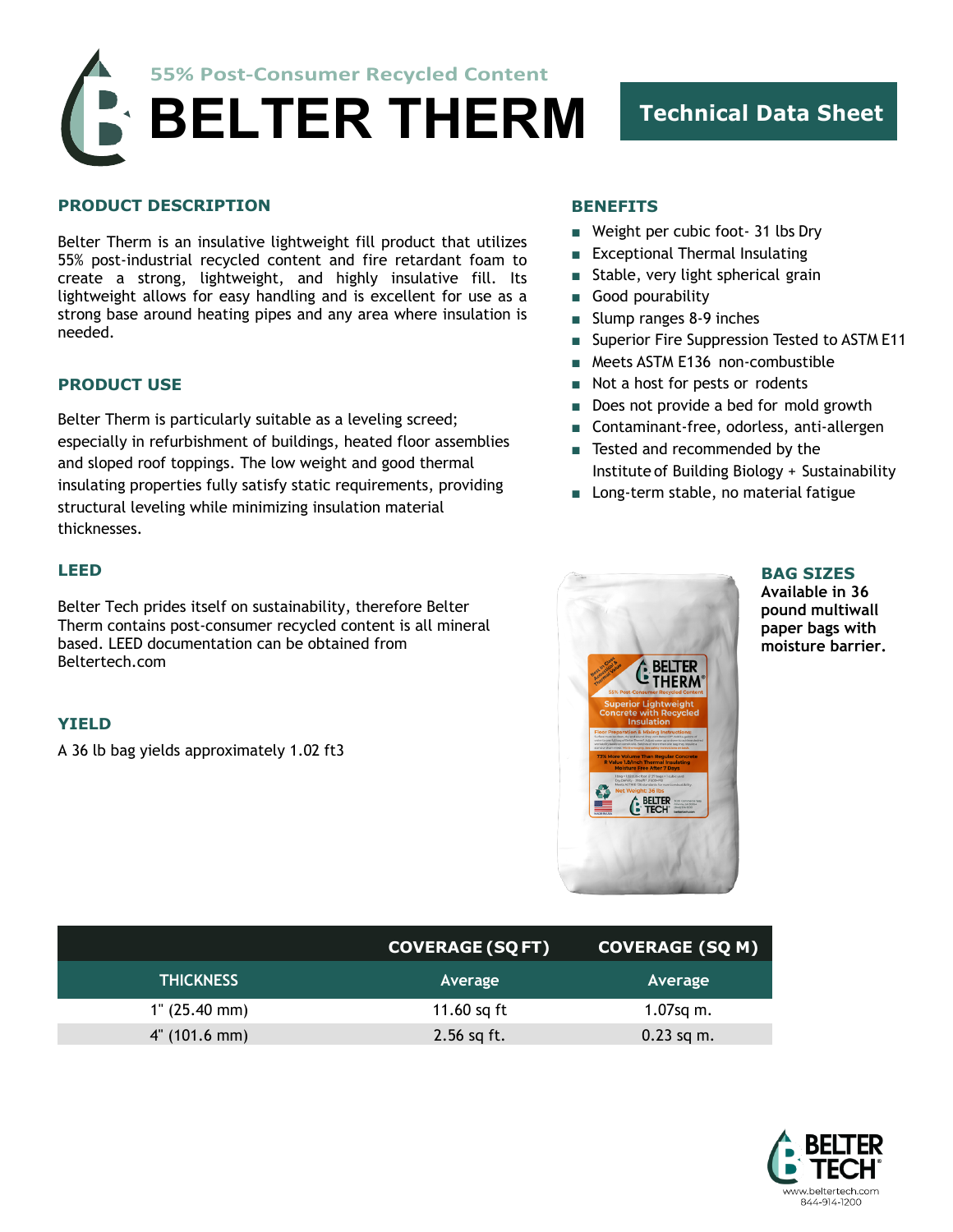55% Post-Consumer Recycled Content

# BELTER THERM

**Technical Data Sheet**

## PRODUCT DESCRIPTION

Belter Therm is an insulative lightweight fill product that utilizes 55% post-industrial recycled content and fire retardant foam to create a strong, lightweight, and highly insulative fill. Its lightweight allows for easy handling and is excellent for use as a strong base around heating pipes and any area where insulation is needed.

## PRODUCT USE

Belter Therm is particularly suitable as a leveling screed; especially in refurbishment of buildings, heated floor assemblies and sloped roof toppings. The low weight and good thermal insulating properties fully satisfy static requirements, providing structural leveling while minimizing insulation material thicknesses.

## LEED

Belter Tech prides itself on sustainability, therefore Belter Therm contains post-consumer recycled content is all mineral based. LEED documentation can be obtained from Beltertech.com

## YIELD

A 36 lb bag yields approximately 1.02 ft3

## BENEFITS

- Weight per cubic foot- 31 lbs Dry
- Exceptional Thermal Insulating
- Stable, very light spherical grain
- Good pourability
- Slump ranges 8-9 inches
- Superior Fire Suppression Tested to ASTM E11
- Meets ASTM E136 non-combustible
- Not a host for pests or rodents
- Does not provide a bed for mold growth
- Contaminant-free, odorless, anti-allergen
- Tested and recommended by the Institute of Building Biology + Sustainability
- Long-term stable, no material fatigue

## BAG SIZES

**Available in 36 pound multiwall paper bags with moisture barrier.**

| | COVERAGE (SQ FT) | COVERAGE (SQ M) |
|---|---|---|
| THICKNESS | Average | Average |
| 1" (25.40 mm) | 11.60 sq ft | 1.07sq m. |
| 4" (101.6 mm) | 2.56 sq ft. | 0.23 sq m. |

BELTER TECH
www.beltertech.com
844-914-1200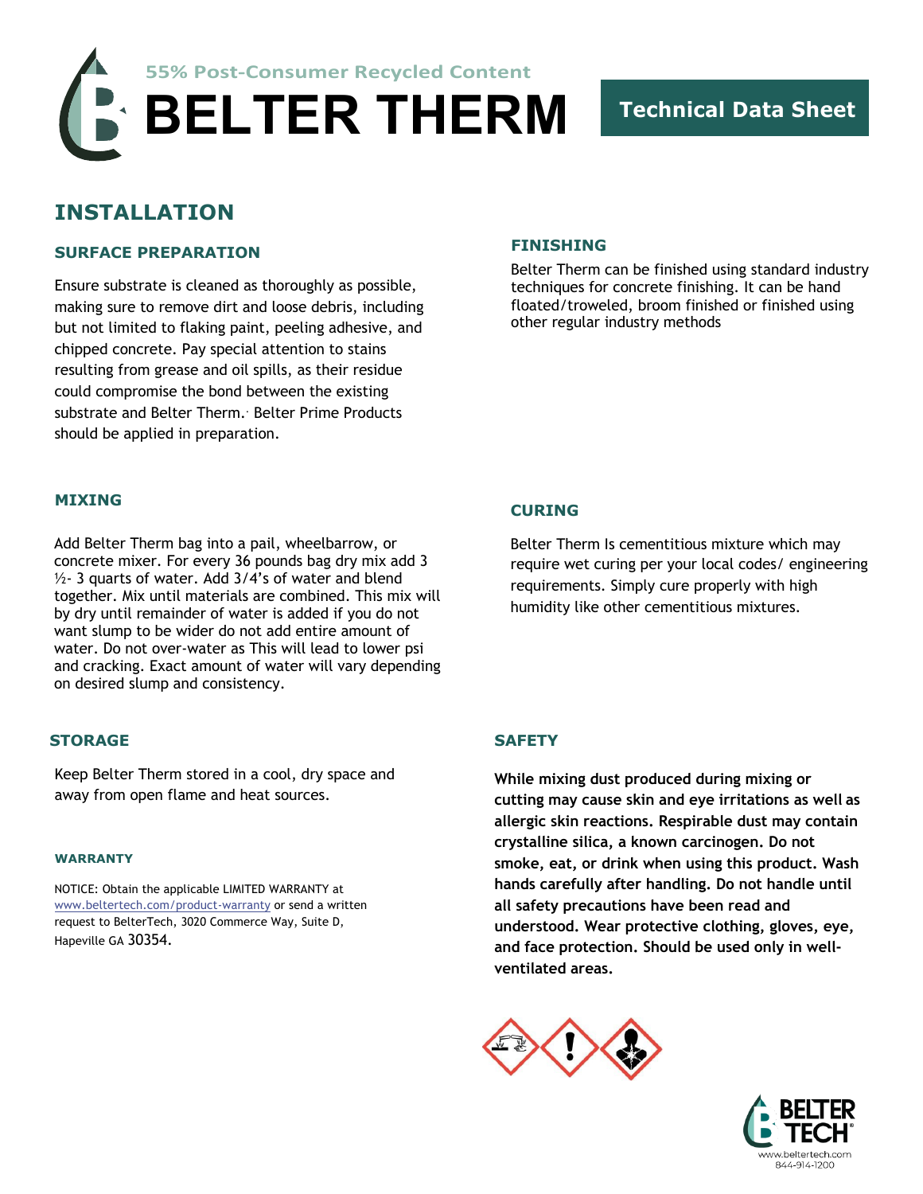55% Post-Consumer Recycled Content

# BELTER THERM

Technical Data Sheet

## INSTALLATION

### SURFACE PREPARATION

Ensure substrate is cleaned as thoroughly as possible, making sure to remove dirt and loose debris, including but not limited to flaking paint, peeling adhesive, and chipped concrete. Pay special attention to stains resulting from grease and oil spills, as their residue could compromise the bond between the existing substrate and Belter Therm.. Belter Prime Products should be applied in preparation.

### MIXING

Add Belter Therm bag into a pail, wheelbarrow, or concrete mixer. For every 36 pounds bag dry mix add 3 ½- 3 quarts of water. Add 3/4's of water and blend together. Mix until materials are combined. This mix will by dry until remainder of water is added if you do not want slump to be wider do not add entire amount of water. Do not over-water as This will lead to lower psi and cracking. Exact amount of water will vary depending on desired slump and consistency.

### STORAGE

Keep Belter Therm stored in a cool, dry space and away from open flame and heat sources.

#### WARRANTY

NOTICE: Obtain the applicable LIMITED WARRANTY at www.beltertech.com/product-warranty or send a written request to BelterTech, 3020 Commerce Way, Suite D, Hapeville GA 30354.

### FINISHING

Belter Therm can be finished using standard industry techniques for concrete finishing. It can be hand floated/troweled, broom finished or finished using other regular industry methods

### CURING

Belter Therm Is cementitious mixture which may require wet curing per your local codes/ engineering requirements. Simply cure properly with high humidity like other cementitious mixtures.

### SAFETY

**While mixing dust produced during mixing or cutting may cause skin and eye irritations as well as allergic skin reactions. Respirable dust may contain crystalline silica, a known carcinogen. Do not smoke, eat, or drink when using this product. Wash hands carefully after handling. Do not handle until all safety precautions have been read and understood. Wear protective clothing, gloves, eye, and face protection. Should be used only in well-ventilated areas.**

BELTER TECH
www.beltertech.com
844-914-1200